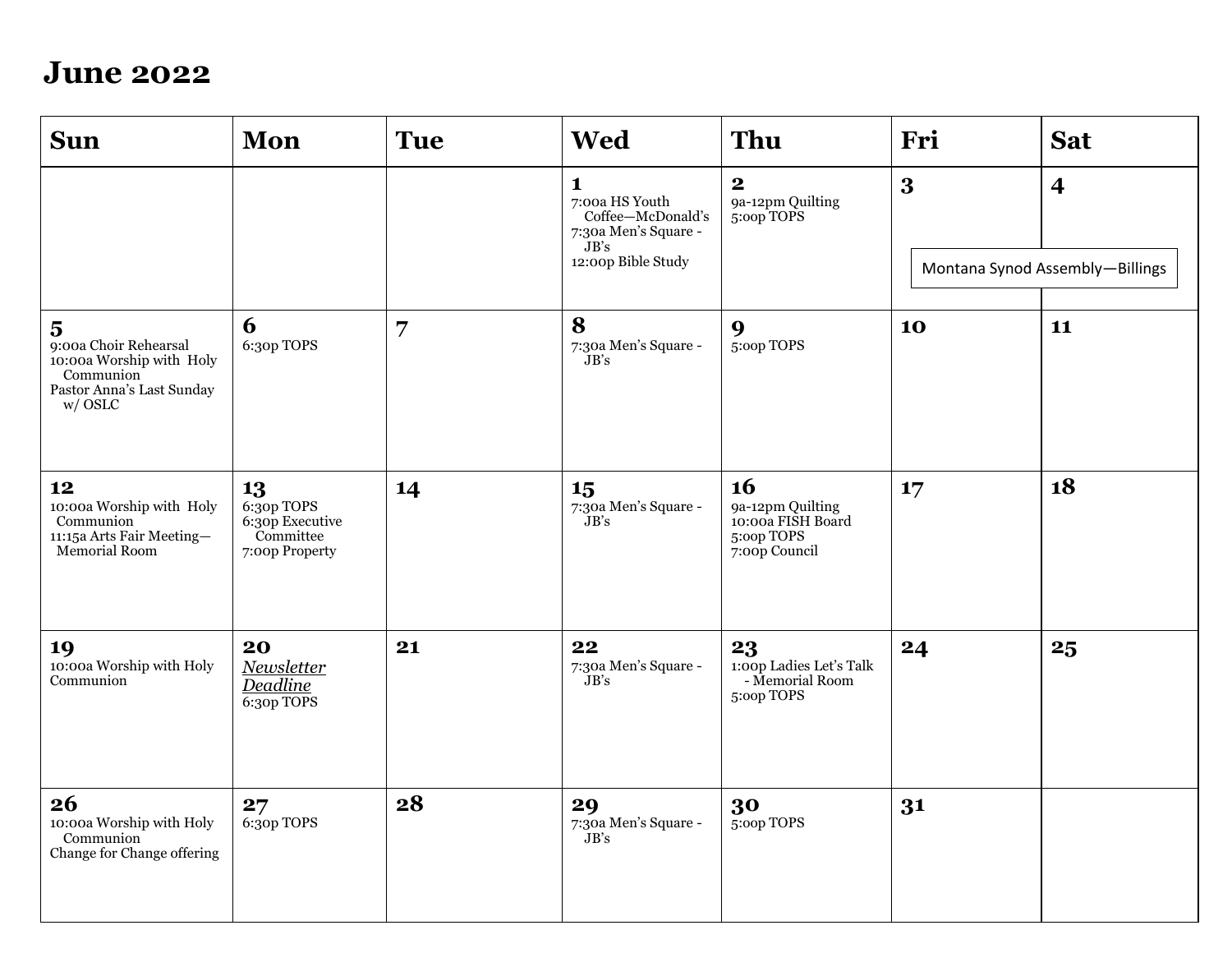# June 2022

| Sun | Mon | Tue | Wed | Thu | Fri | Sat |
|---|---|---|---|---|---|---|
| | | | **1**<br>7:00a HS Youth Coffee—McDonald's<br>7:30a Men's Square - JB's<br>12:00p Bible Study | **2**<br>9a-12pm Quilting<br>5:00p TOPS | **3**<br>Montana Synod Assembly—Billings | **4**<br>Montana Synod Assembly—Billings |
| **5**<br>9:00a Choir Rehearsal<br>10:00a Worship with Holy Communion<br>Pastor Anna's Last Sunday w/ OSLC | **6**<br>6:30p TOPS | **7** | **8**<br>7:30a Men's Square - JB's | **9**<br>5:00p TOPS | **10** | **11** |
| **12**<br>10:00a Worship with Holy Communion<br>11:15a Arts Fair Meeting—Memorial Room | **13**<br>6:30p TOPS<br>6:30p Executive Committee<br>7:00p Property | **14** | **15**<br>7:30a Men's Square - JB's | **16**<br>9a-12pm Quilting<br>10:00a FISH Board<br>5:00p TOPS<br>7:00p Council | **17** | **18** |
| **19**<br>10:00a Worship with Holy Communion | **20**<br>*<u>Newsletter Deadline</u>*<br>6:30p TOPS | **21** | **22**<br>7:30a Men's Square - JB's | **23**<br>1:00p Ladies Let's Talk - Memorial Room<br>5:00p TOPS | **24** | **25** |
| **26**<br>10:00a Worship with Holy Communion<br>Change for Change offering | **27**<br>6:30p TOPS | **28** | **29**<br>7:30a Men's Square - JB's | **30**<br>5:00p TOPS | **31** | |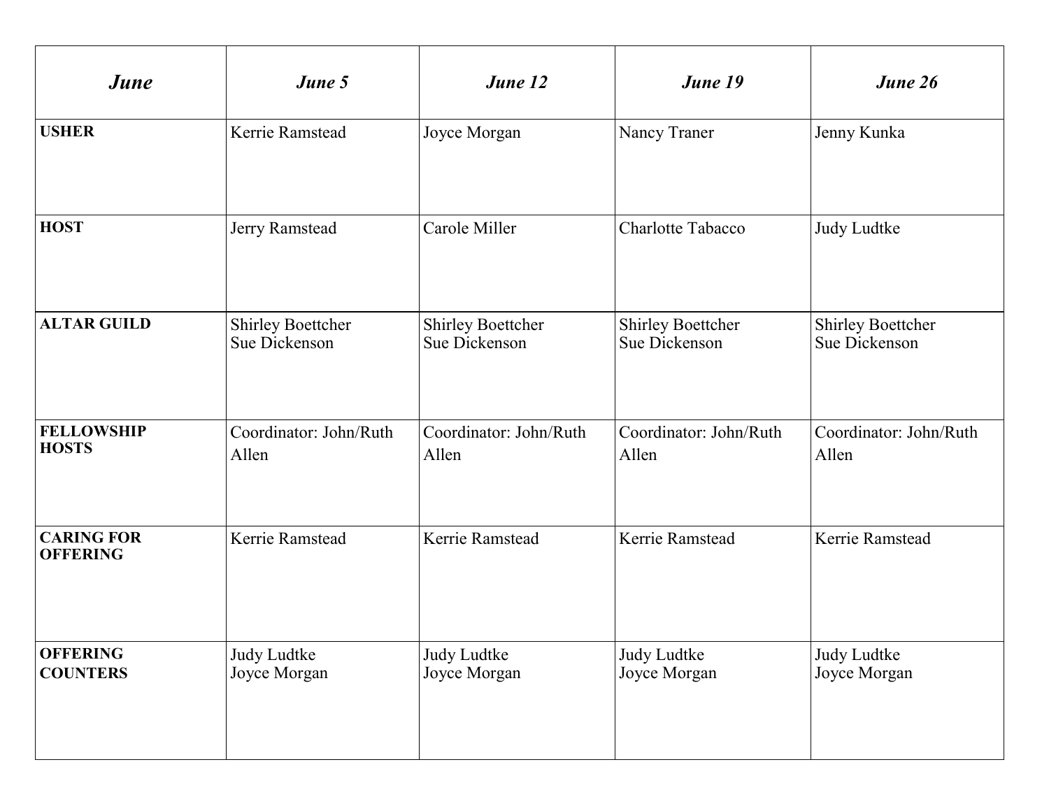| ***June*** | ***June 5*** | ***June 12*** | ***June 19*** | ***June 26*** |
|---|---|---|---|---|
| **USHER** | Kerrie Ramstead | Joyce Morgan | Nancy Traner | Jenny Kunka |
| **HOST** | Jerry Ramstead | Carole Miller | Charlotte Tabacco | Judy Ludtke |
| **ALTAR GUILD** | Shirley Boettcher<br>Sue Dickenson | Shirley Boettcher<br>Sue Dickenson | Shirley Boettcher<br>Sue Dickenson | Shirley Boettcher<br>Sue Dickenson |
| **FELLOWSHIP HOSTS** | Coordinator: John/Ruth Allen | Coordinator: John/Ruth Allen | Coordinator: John/Ruth Allen | Coordinator: John/Ruth Allen |
| **CARING FOR OFFERING** | Kerrie Ramstead | Kerrie Ramstead | Kerrie Ramstead | Kerrie Ramstead |
| **OFFERING COUNTERS** | Judy Ludtke<br>Joyce Morgan | Judy Ludtke<br>Joyce Morgan | Judy Ludtke<br>Joyce Morgan | Judy Ludtke<br>Joyce Morgan |